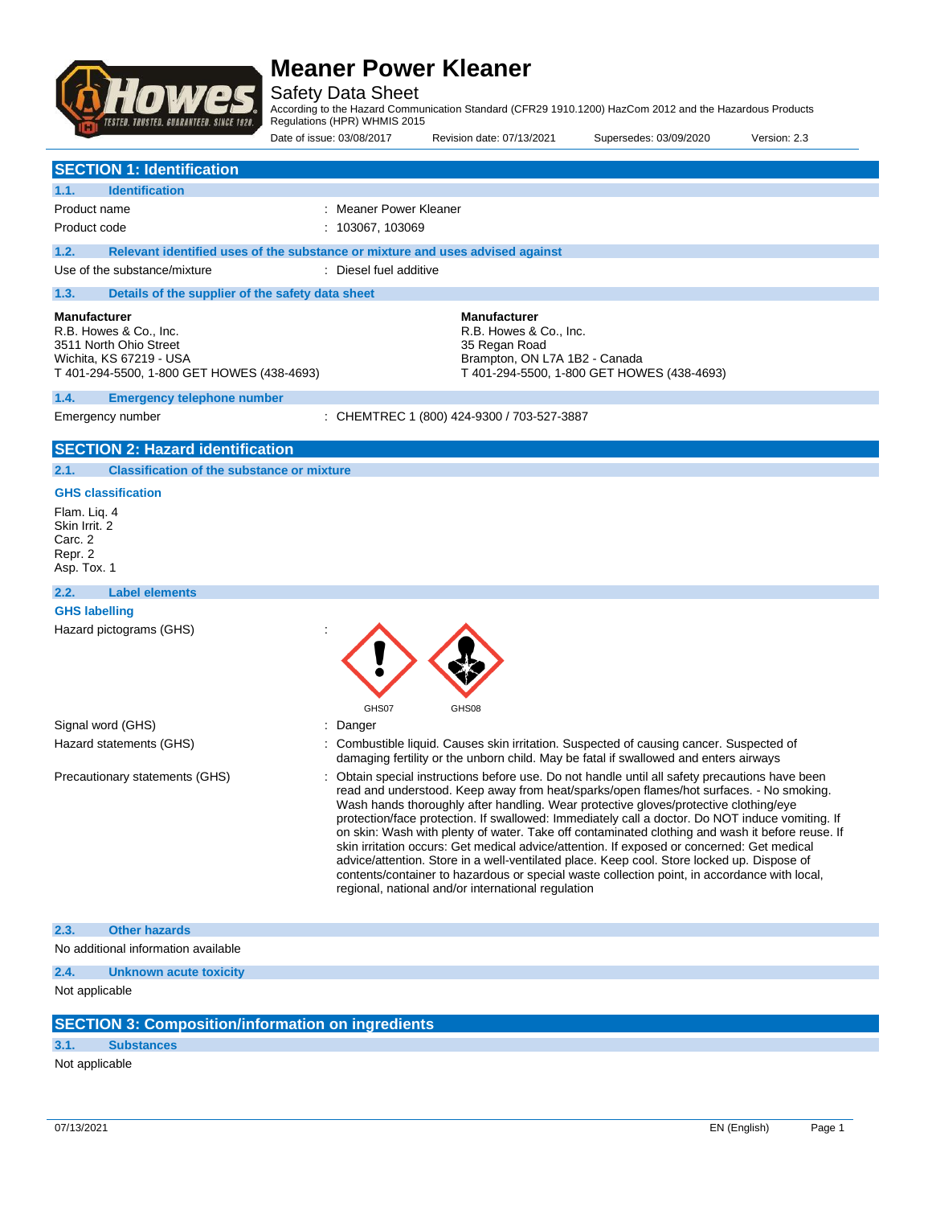# Meaner Power Kleaner

Safety Data Sheet

According to the Hazard Communication Standard (CFR29 1910.1200) HazCom 2012 and the Hazardous Products Regulations (HPR) WHMIS 2015

Date of issue: 03/08/2017 Revision date: 07/13/2021 Supersedes: 03/09/2020 Version: 2.3

## SECTION 1: Identification

### 1.1. Identification

| | |
|---|---|
| Product name | : Meaner Power Kleaner |
| Product code | : 103067, 103069 |

### 1.2. Relevant identified uses of the substance or mixture and uses advised against

| | |
|---|---|
| Use of the substance/mixture | : Diesel fuel additive |

### 1.3. Details of the supplier of the safety data sheet

**Manufacturer**
R.B. Howes & Co., Inc.
3511 North Ohio Street
Wichita, KS 67219 - USA
T 401-294-5500, 1-800 GET HOWES (438-4693)

**Manufacturer**
R.B. Howes & Co., Inc.
35 Regan Road
Brampton, ON L7A 1B2 - Canada
T 401-294-5500, 1-800 GET HOWES (438-4693)

### 1.4. Emergency telephone number

| | |
|---|---|
| Emergency number | : CHEMTREC 1 (800) 424-9300 / 703-527-3887 |

## SECTION 2: Hazard identification

### 2.1. Classification of the substance or mixture

**GHS classification**

Flam. Liq. 4
Skin Irrit. 2
Carc. 2
Repr. 2
Asp. Tox. 1

### 2.2. Label elements

**GHS labelling**

Hazard pictograms (GHS) :

GHS07 GHS08

| | |
|---|---|
| Signal word (GHS) | : Danger |
| Hazard statements (GHS) | : Combustible liquid. Causes skin irritation. Suspected of causing cancer. Suspected of damaging fertility or the unborn child. May be fatal if swallowed and enters airways |
| Precautionary statements (GHS) | : Obtain special instructions before use. Do not handle until all safety precautions have been read and understood. Keep away from heat/sparks/open flames/hot surfaces. - No smoking. Wash hands thoroughly after handling. Wear protective gloves/protective clothing/eye protection/face protection. If swallowed: Immediately call a doctor. Do NOT induce vomiting. If on skin: Wash with plenty of water. Take off contaminated clothing and wash it before reuse. If skin irritation occurs: Get medical advice/attention. If exposed or concerned: Get medical advice/attention. Store in a well-ventilated place. Keep cool. Store locked up. Dispose of contents/container to hazardous or special waste collection point, in accordance with local, regional, national and/or international regulation |

### 2.3. Other hazards

No additional information available

### 2.4. Unknown acute toxicity

Not applicable

## SECTION 3: Composition/information on ingredients

### 3.1. Substances

Not applicable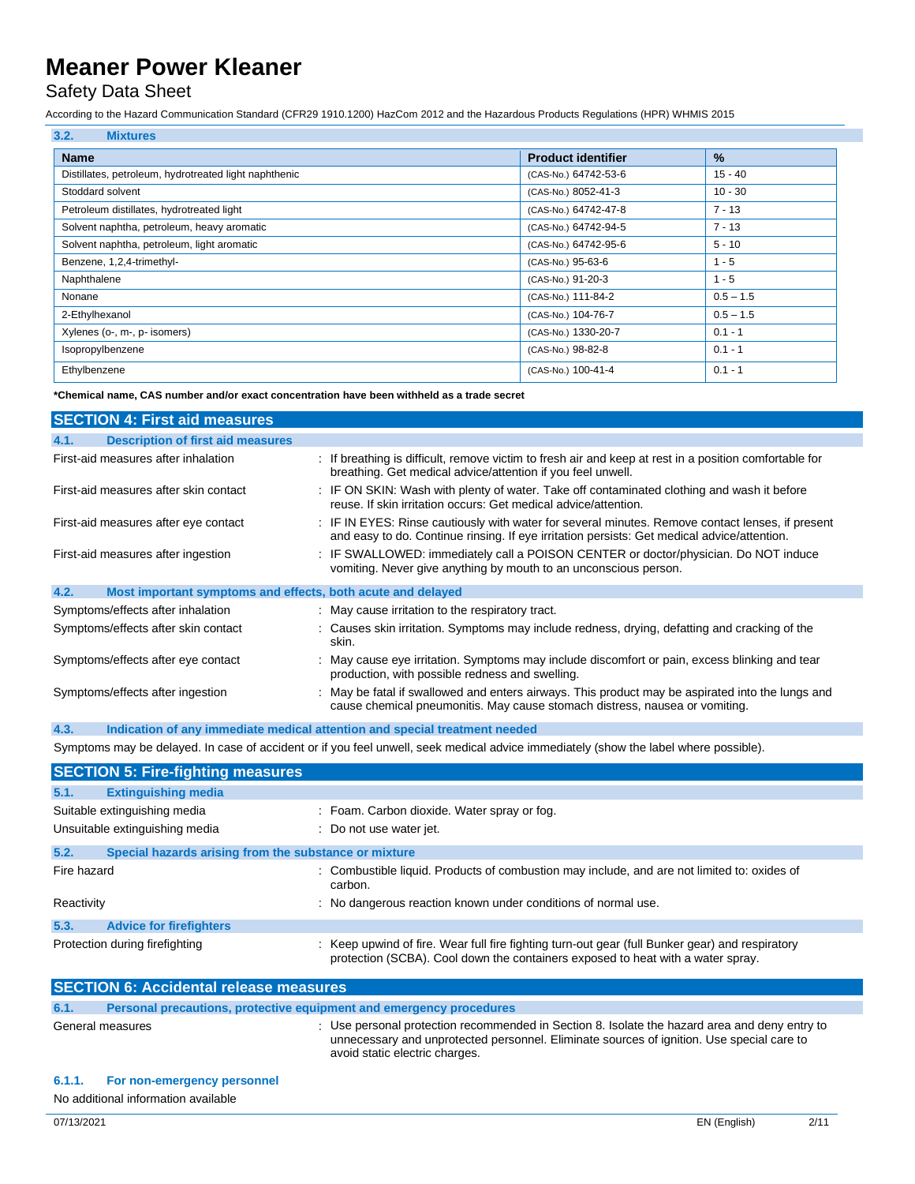### 3.2. Mixtures

| Name | Product identifier | % |
|---|---|---|
| Distillates, petroleum, hydrotreated light naphthenic | (CAS-No.) 64742-53-6 | 15 - 40 |
| Stoddard solvent | (CAS-No.) 8052-41-3 | 10 - 30 |
| Petroleum distillates, hydrotreated light | (CAS-No.) 64742-47-8 | 7 - 13 |
| Solvent naphtha, petroleum, heavy aromatic | (CAS-No.) 64742-94-5 | 7 - 13 |
| Solvent naphtha, petroleum, light aromatic | (CAS-No.) 64742-95-6 | 5 - 10 |
| Benzene, 1,2,4-trimethyl- | (CAS-No.) 95-63-6 | 1 - 5 |
| Naphthalene | (CAS-No.) 91-20-3 | 1 - 5 |
| Nonane | (CAS-No.) 111-84-2 | 0.5 – 1.5 |
| 2-Ethylhexanol | (CAS-No.) 104-76-7 | 0.5 – 1.5 |
| Xylenes (o-, m-, p- isomers) | (CAS-No.) 1330-20-7 | 0.1 - 1 |
| Isopropylbenzene | (CAS-No.) 98-82-8 | 0.1 - 1 |
| Ethylbenzene | (CAS-No.) 100-41-4 | 0.1 - 1 |

**\*Chemical name, CAS number and/or exact concentration have been withheld as a trade secret**

## SECTION 4: First aid measures

### 4.1. Description of first aid measures

First-aid measures after inhalation : If breathing is difficult, remove victim to fresh air and keep at rest in a position comfortable for breathing. Get medical advice/attention if you feel unwell.

First-aid measures after skin contact : IF ON SKIN: Wash with plenty of water. Take off contaminated clothing and wash it before reuse. If skin irritation occurs: Get medical advice/attention.

First-aid measures after eye contact : IF IN EYES: Rinse cautiously with water for several minutes. Remove contact lenses, if present and easy to do. Continue rinsing. If eye irritation persists: Get medical advice/attention.

First-aid measures after ingestion : IF SWALLOWED: immediately call a POISON CENTER or doctor/physician. Do NOT induce vomiting. Never give anything by mouth to an unconscious person.

### 4.2. Most important symptoms and effects, both acute and delayed

Symptoms/effects after inhalation : May cause irritation to the respiratory tract.

Symptoms/effects after skin contact : Causes skin irritation. Symptoms may include redness, drying, defatting and cracking of the skin.

Symptoms/effects after eye contact : May cause eye irritation. Symptoms may include discomfort or pain, excess blinking and tear production, with possible redness and swelling.

Symptoms/effects after ingestion : May be fatal if swallowed and enters airways. This product may be aspirated into the lungs and cause chemical pneumonitis. May cause stomach distress, nausea or vomiting.

### 4.3. Indication of any immediate medical attention and special treatment needed

Symptoms may be delayed. In case of accident or if you feel unwell, seek medical advice immediately (show the label where possible).

## SECTION 5: Fire-fighting measures

### 5.1. Extinguishing media

Suitable extinguishing media : Foam. Carbon dioxide. Water spray or fog.

Unsuitable extinguishing media : Do not use water jet.

### 5.2. Special hazards arising from the substance or mixture

Fire hazard : Combustible liquid. Products of combustion may include, and are not limited to: oxides of carbon.

Reactivity : No dangerous reaction known under conditions of normal use.

### 5.3. Advice for firefighters

Protection during firefighting : Keep upwind of fire. Wear full fire fighting turn-out gear (full Bunker gear) and respiratory protection (SCBA). Cool down the containers exposed to heat with a water spray.

## SECTION 6: Accidental release measures

### 6.1. Personal precautions, protective equipment and emergency procedures

General measures : Use personal protection recommended in Section 8. Isolate the hazard area and deny entry to unnecessary and unprotected personnel. Eliminate sources of ignition. Use special care to avoid static electric charges.

#### 6.1.1. For non-emergency personnel

No additional information available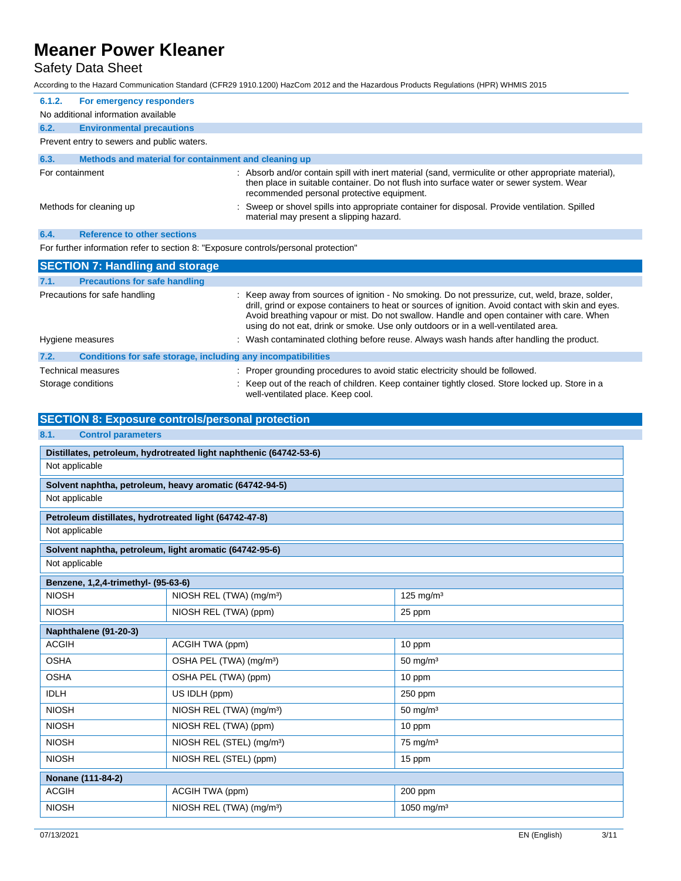#### 6.1.2. For emergency responders

No additional information available

### 6.2. Environmental precautions

Prevent entry to sewers and public waters.

### 6.3. Methods and material for containment and cleaning up

For containment : Absorb and/or contain spill with inert material (sand, vermiculite or other appropriate material), then place in suitable container. Do not flush into surface water or sewer system. Wear recommended personal protective equipment.

Methods for cleaning up : Sweep or shovel spills into appropriate container for disposal. Provide ventilation. Spilled material may present a slipping hazard.

### 6.4. Reference to other sections

For further information refer to section 8: "Exposure controls/personal protection"

## SECTION 7: Handling and storage

### 7.1. Precautions for safe handling

Precautions for safe handling : Keep away from sources of ignition - No smoking. Do not pressurize, cut, weld, braze, solder, drill, grind or expose containers to heat or sources of ignition. Avoid contact with skin and eyes. Avoid breathing vapour or mist. Do not swallow. Handle and open container with care. When using do not eat, drink or smoke. Use only outdoors or in a well-ventilated area.

Hygiene measures : Wash contaminated clothing before reuse. Always wash hands after handling the product.

### 7.2. Conditions for safe storage, including any incompatibilities

Technical measures : Proper grounding procedures to avoid static electricity should be followed.

Storage conditions : Keep out of the reach of children. Keep container tightly closed. Store locked up. Store in a well-ventilated place. Keep cool.

## SECTION 8: Exposure controls/personal protection

### 8.1. Control parameters

| Distillates, petroleum, hydrotreated light naphthenic (64742-53-6) |
|---|
| Not applicable |

| Solvent naphtha, petroleum, heavy aromatic (64742-94-5) |
|---|
| Not applicable |

| Petroleum distillates, hydrotreated light (64742-47-8) |
|---|
| Not applicable |

| Solvent naphtha, petroleum, light aromatic (64742-95-6) |
|---|
| Not applicable |

| Benzene, 1,2,4-trimethyl- (95-63-6) | | |
|---|---|---|
| NIOSH | NIOSH REL (TWA) (mg/m³) | 125 mg/m³ |
| NIOSH | NIOSH REL (TWA) (ppm) | 25 ppm |

| Naphthalene (91-20-3) | | |
|---|---|---|
| ACGIH | ACGIH TWA (ppm) | 10 ppm |
| OSHA | OSHA PEL (TWA) (mg/m³) | 50 mg/m³ |
| OSHA | OSHA PEL (TWA) (ppm) | 10 ppm |
| IDLH | US IDLH (ppm) | 250 ppm |
| NIOSH | NIOSH REL (TWA) (mg/m³) | 50 mg/m³ |
| NIOSH | NIOSH REL (TWA) (ppm) | 10 ppm |
| NIOSH | NIOSH REL (STEL) (mg/m³) | 75 mg/m³ |
| NIOSH | NIOSH REL (STEL) (ppm) | 15 ppm |

| Nonane (111-84-2) | | |
|---|---|---|
| ACGIH | ACGIH TWA (ppm) | 200 ppm |
| NIOSH | NIOSH REL (TWA) (mg/m³) | 1050 mg/m³ |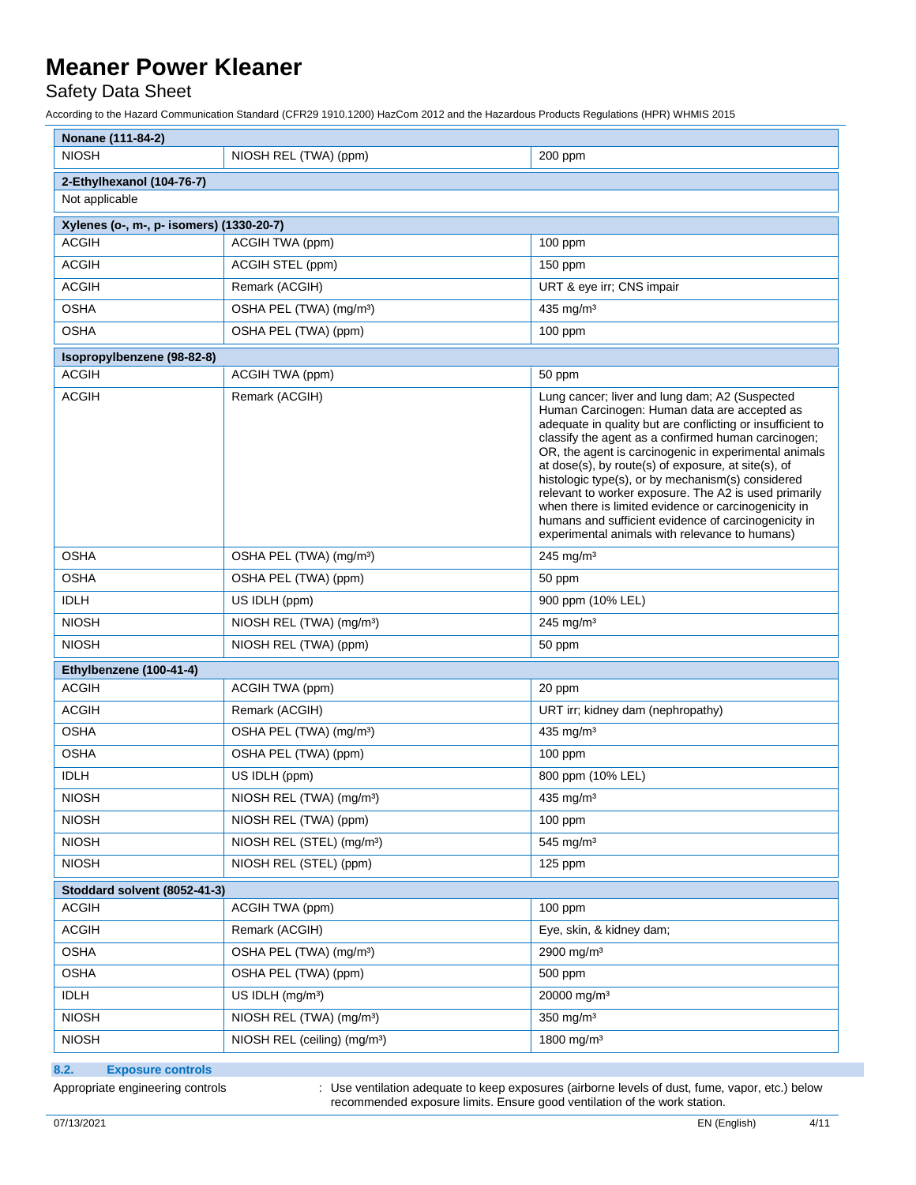| Nonane (111-84-2) | | |
|---|---|---|
| NIOSH | NIOSH REL (TWA) (ppm) | 200 ppm |
| **2-Ethylhexanol (104-76-7)** | | |
| Not applicable | | |
| **Xylenes (o-, m-, p- isomers) (1330-20-7)** | | |
| ACGIH | ACGIH TWA (ppm) | 100 ppm |
| ACGIH | ACGIH STEL (ppm) | 150 ppm |
| ACGIH | Remark (ACGIH) | URT & eye irr; CNS impair |
| OSHA | OSHA PEL (TWA) (mg/m³) | 435 mg/m³ |
| OSHA | OSHA PEL (TWA) (ppm) | 100 ppm |
| **Isopropylbenzene (98-82-8)** | | |
| ACGIH | ACGIH TWA (ppm) | 50 ppm |
| ACGIH | Remark (ACGIH) | Lung cancer; liver and lung dam; A2 (Suspected Human Carcinogen: Human data are accepted as adequate in quality but are conflicting or insufficient to classify the agent as a confirmed human carcinogen; OR, the agent is carcinogenic in experimental animals at dose(s), by route(s) of exposure, at site(s), of histologic type(s), or by mechanism(s) considered relevant to worker exposure. The A2 is used primarily when there is limited evidence or carcinogenicity in humans and sufficient evidence of carcinogenicity in experimental animals with relevance to humans) |
| OSHA | OSHA PEL (TWA) (mg/m³) | 245 mg/m³ |
| OSHA | OSHA PEL (TWA) (ppm) | 50 ppm |
| IDLH | US IDLH (ppm) | 900 ppm (10% LEL) |
| NIOSH | NIOSH REL (TWA) (mg/m³) | 245 mg/m³ |
| NIOSH | NIOSH REL (TWA) (ppm) | 50 ppm |
| **Ethylbenzene (100-41-4)** | | |
| ACGIH | ACGIH TWA (ppm) | 20 ppm |
| ACGIH | Remark (ACGIH) | URT irr; kidney dam (nephropathy) |
| OSHA | OSHA PEL (TWA) (mg/m³) | 435 mg/m³ |
| OSHA | OSHA PEL (TWA) (ppm) | 100 ppm |
| IDLH | US IDLH (ppm) | 800 ppm (10% LEL) |
| NIOSH | NIOSH REL (TWA) (mg/m³) | 435 mg/m³ |
| NIOSH | NIOSH REL (TWA) (ppm) | 100 ppm |
| NIOSH | NIOSH REL (STEL) (mg/m³) | 545 mg/m³ |
| NIOSH | NIOSH REL (STEL) (ppm) | 125 ppm |
| **Stoddard solvent (8052-41-3)** | | |
| ACGIH | ACGIH TWA (ppm) | 100 ppm |
| ACGIH | Remark (ACGIH) | Eye, skin, & kidney dam; |
| OSHA | OSHA PEL (TWA) (mg/m³) | 2900 mg/m³ |
| OSHA | OSHA PEL (TWA) (ppm) | 500 ppm |
| IDLH | US IDLH (mg/m³) | 20000 mg/m³ |
| NIOSH | NIOSH REL (TWA) (mg/m³) | 350 mg/m³ |
| NIOSH | NIOSH REL (ceiling) (mg/m³) | 1800 mg/m³ |

### 8.2. Exposure controls

Appropriate engineering controls : Use ventilation adequate to keep exposures (airborne levels of dust, fume, vapor, etc.) below recommended exposure limits. Ensure good ventilation of the work station.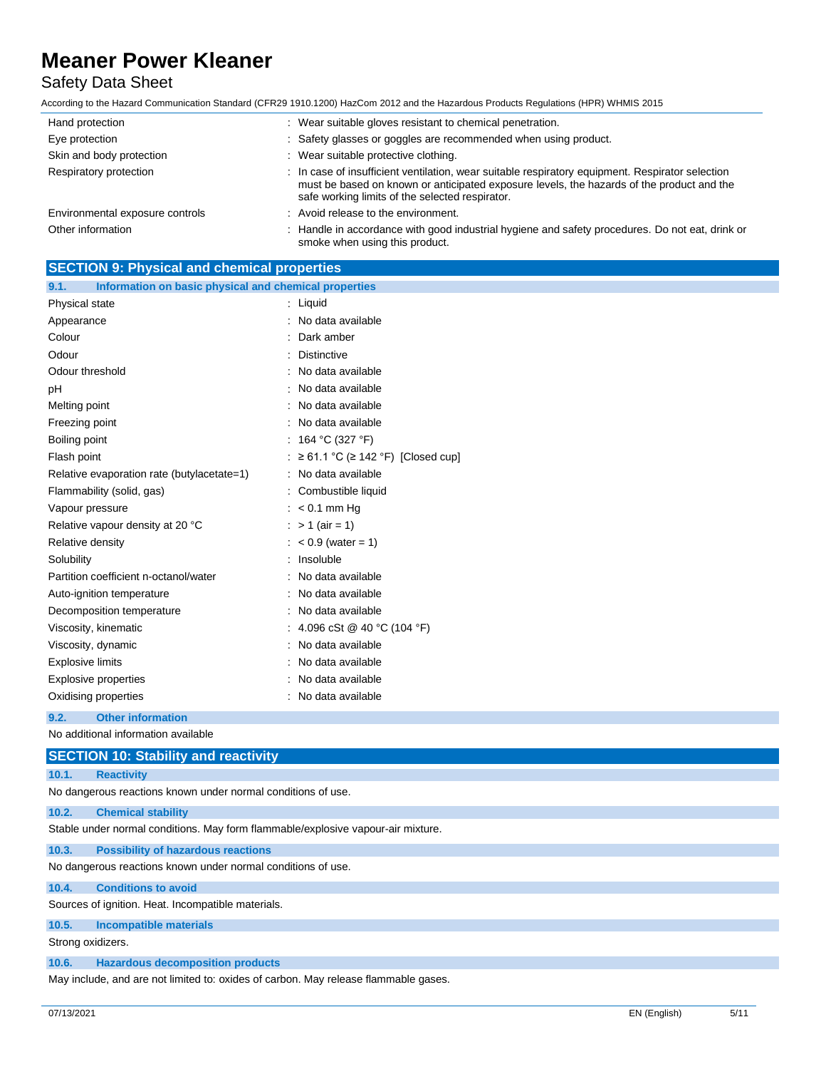| | |
|---|---|
| Hand protection | : Wear suitable gloves resistant to chemical penetration. |
| Eye protection | : Safety glasses or goggles are recommended when using product. |
| Skin and body protection | : Wear suitable protective clothing. |
| Respiratory protection | : In case of insufficient ventilation, wear suitable respiratory equipment. Respirator selection must be based on known or anticipated exposure levels, the hazards of the product and the safe working limits of the selected respirator. |
| Environmental exposure controls | : Avoid release to the environment. |
| Other information | : Handle in accordance with good industrial hygiene and safety procedures. Do not eat, drink or smoke when using this product. |

## SECTION 9: Physical and chemical properties

### 9.1. Information on basic physical and chemical properties

| | |
|---|---|
| Physical state | : Liquid |
| Appearance | : No data available |
| Colour | : Dark amber |
| Odour | : Distinctive |
| Odour threshold | : No data available |
| pH | : No data available |
| Melting point | : No data available |
| Freezing point | : No data available |
| Boiling point | : 164 °C (327 °F) |
| Flash point | : ≥ 61.1 °C (≥ 142 °F) [Closed cup] |
| Relative evaporation rate (butylacetate=1) | : No data available |
| Flammability (solid, gas) | : Combustible liquid |
| Vapour pressure | : < 0.1 mm Hg |
| Relative vapour density at 20 °C | : > 1 (air = 1) |
| Relative density | : < 0.9 (water = 1) |
| Solubility | : Insoluble |
| Partition coefficient n-octanol/water | : No data available |
| Auto-ignition temperature | : No data available |
| Decomposition temperature | : No data available |
| Viscosity, kinematic | : 4.096 cSt @ 40 °C (104 °F) |
| Viscosity, dynamic | : No data available |
| Explosive limits | : No data available |
| Explosive properties | : No data available |
| Oxidising properties | : No data available |

### 9.2. Other information

No additional information available

## SECTION 10: Stability and reactivity

### 10.1. Reactivity

No dangerous reactions known under normal conditions of use.

### 10.2. Chemical stability

Stable under normal conditions. May form flammable/explosive vapour-air mixture.

### 10.3. Possibility of hazardous reactions

No dangerous reactions known under normal conditions of use.

### 10.4. Conditions to avoid

Sources of ignition. Heat. Incompatible materials.

### 10.5. Incompatible materials

Strong oxidizers.

### 10.6. Hazardous decomposition products

May include, and are not limited to: oxides of carbon. May release flammable gases.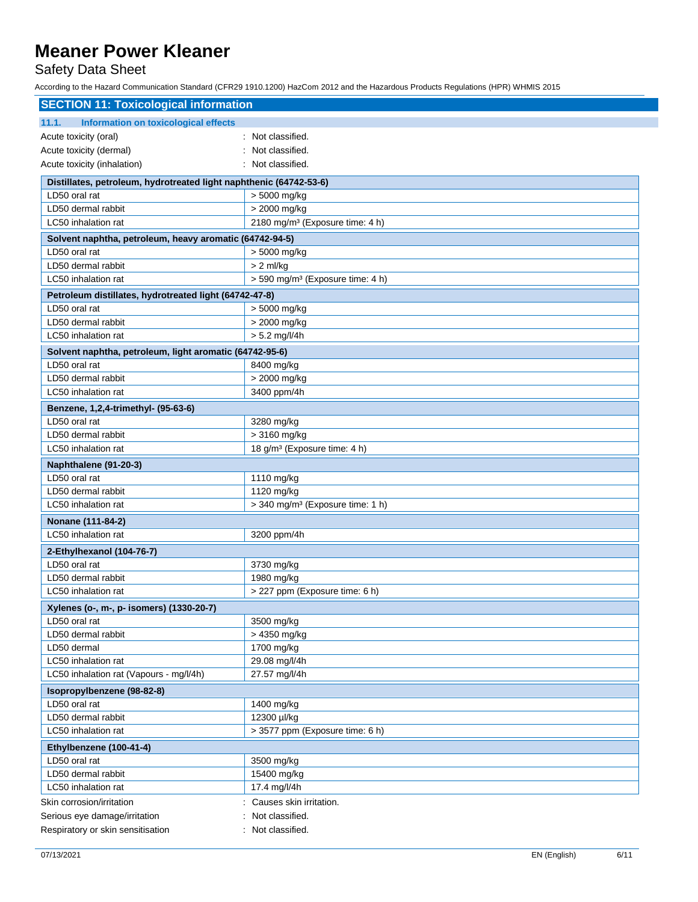## SECTION 11: Toxicological information

### 11.1. Information on toxicological effects

Acute toxicity (oral) : Not classified.

Acute toxicity (dermal) : Not classified.

Acute toxicity (inhalation) : Not classified.

| Distillates, petroleum, hydrotreated light naphthenic (64742-53-6) | |
|---|---|
| LD50 oral rat | > 5000 mg/kg |
| LD50 dermal rabbit | > 2000 mg/kg |
| LC50 inhalation rat | 2180 mg/m³ (Exposure time: 4 h) |

| Solvent naphtha, petroleum, heavy aromatic (64742-94-5) | |
|---|---|
| LD50 oral rat | > 5000 mg/kg |
| LD50 dermal rabbit | > 2 ml/kg |
| LC50 inhalation rat | > 590 mg/m³ (Exposure time: 4 h) |

| Petroleum distillates, hydrotreated light (64742-47-8) | |
|---|---|
| LD50 oral rat | > 5000 mg/kg |
| LD50 dermal rabbit | > 2000 mg/kg |
| LC50 inhalation rat | > 5.2 mg/l/4h |

| Solvent naphtha, petroleum, light aromatic (64742-95-6) | |
|---|---|
| LD50 oral rat | 8400 mg/kg |
| LD50 dermal rabbit | > 2000 mg/kg |
| LC50 inhalation rat | 3400 ppm/4h |

| Benzene, 1,2,4-trimethyl- (95-63-6) | |
|---|---|
| LD50 oral rat | 3280 mg/kg |
| LD50 dermal rabbit | > 3160 mg/kg |
| LC50 inhalation rat | 18 g/m³ (Exposure time: 4 h) |

| Naphthalene (91-20-3) | |
|---|---|
| LD50 oral rat | 1110 mg/kg |
| LD50 dermal rabbit | 1120 mg/kg |
| LC50 inhalation rat | > 340 mg/m³ (Exposure time: 1 h) |

| Nonane (111-84-2) | |
|---|---|
| LC50 inhalation rat | 3200 ppm/4h |

| 2-Ethylhexanol (104-76-7) | |
|---|---|
| LD50 oral rat | 3730 mg/kg |
| LD50 dermal rabbit | 1980 mg/kg |
| LC50 inhalation rat | > 227 ppm (Exposure time: 6 h) |

| Xylenes (o-, m-, p- isomers) (1330-20-7) | |
|---|---|
| LD50 oral rat | 3500 mg/kg |
| LD50 dermal rabbit | > 4350 mg/kg |
| LD50 dermal | 1700 mg/kg |
| LC50 inhalation rat | 29.08 mg/l/4h |
| LC50 inhalation rat (Vapours - mg/l/4h) | 27.57 mg/l/4h |

| Isopropylbenzene (98-82-8) | |
|---|---|
| LD50 oral rat | 1400 mg/kg |
| LD50 dermal rabbit | 12300 µl/kg |
| LC50 inhalation rat | > 3577 ppm (Exposure time: 6 h) |

| Ethylbenzene (100-41-4) | |
|---|---|
| LD50 oral rat | 3500 mg/kg |
| LD50 dermal rabbit | 15400 mg/kg |
| LC50 inhalation rat | 17.4 mg/l/4h |

Skin corrosion/irritation : Causes skin irritation.

Serious eye damage/irritation : Not classified.

Respiratory or skin sensitisation : Not classified.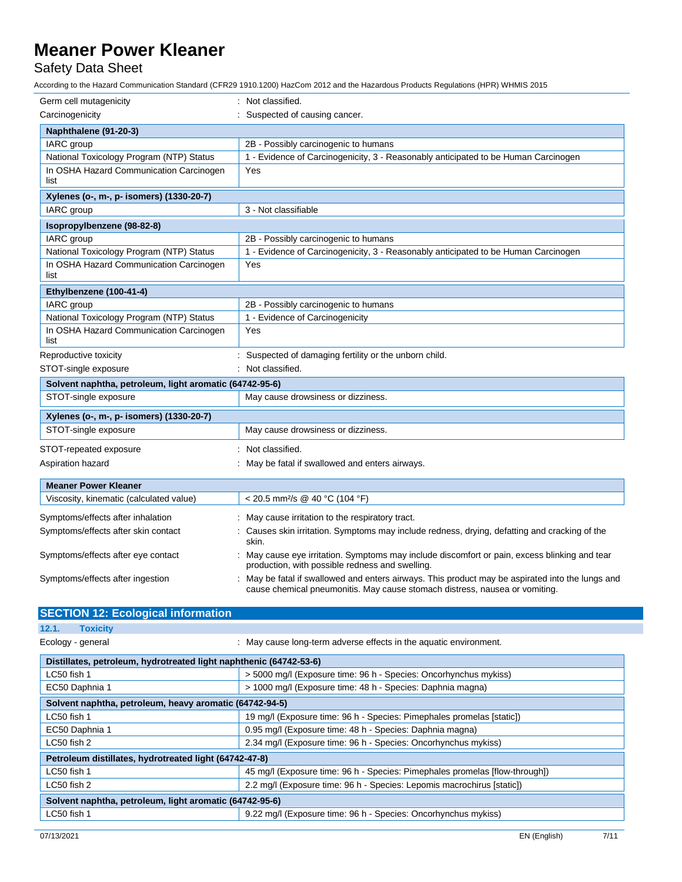| | |
|---|---|
| Germ cell mutagenicity | : Not classified. |
| Carcinogenicity | : Suspected of causing cancer. |

| Naphthalene (91-20-3) | |
|---|---|
| IARC group | 2B - Possibly carcinogenic to humans |
| National Toxicology Program (NTP) Status | 1 - Evidence of Carcinogenicity, 3 - Reasonably anticipated to be Human Carcinogen |
| In OSHA Hazard Communication Carcinogen list | Yes |

| Xylenes (o-, m-, p- isomers) (1330-20-7) | |
|---|---|
| IARC group | 3 - Not classifiable |

| Isopropylbenzene (98-82-8) | |
|---|---|
| IARC group | 2B - Possibly carcinogenic to humans |
| National Toxicology Program (NTP) Status | 1 - Evidence of Carcinogenicity, 3 - Reasonably anticipated to be Human Carcinogen |
| In OSHA Hazard Communication Carcinogen list | Yes |

| Ethylbenzene (100-41-4) | |
|---|---|
| IARC group | 2B - Possibly carcinogenic to humans |
| National Toxicology Program (NTP) Status | 1 - Evidence of Carcinogenicity |
| In OSHA Hazard Communication Carcinogen list | Yes |

| | |
|---|---|
| Reproductive toxicity | : Suspected of damaging fertility or the unborn child. |
| STOT-single exposure | : Not classified. |

| Solvent naphtha, petroleum, light aromatic (64742-95-6) | |
|---|---|
| STOT-single exposure | May cause drowsiness or dizziness. |

| Xylenes (o-, m-, p- isomers) (1330-20-7) | |
|---|---|
| STOT-single exposure | May cause drowsiness or dizziness. |

| | |
|---|---|
| STOT-repeated exposure | : Not classified. |
| Aspiration hazard | : May be fatal if swallowed and enters airways. |

| Meaner Power Kleaner | |
|---|---|
| Viscosity, kinematic (calculated value) | < 20.5 mm²/s @ 40 °C (104 °F) |

| | |
|---|---|
| Symptoms/effects after inhalation | : May cause irritation to the respiratory tract. |
| Symptoms/effects after skin contact | : Causes skin irritation. Symptoms may include redness, drying, defatting and cracking of the skin. |
| Symptoms/effects after eye contact | : May cause eye irritation. Symptoms may include discomfort or pain, excess blinking and tear production, with possible redness and swelling. |
| Symptoms/effects after ingestion | : May be fatal if swallowed and enters airways. This product may be aspirated into the lungs and cause chemical pneumonitis. May cause stomach distress, nausea or vomiting. |

## SECTION 12: Ecological information

### 12.1. Toxicity

| | |
|---|---|
| Ecology - general | : May cause long-term adverse effects in the aquatic environment. |

| Distillates, petroleum, hydrotreated light naphthenic (64742-53-6) | |
|---|---|
| LC50 fish 1 | > 5000 mg/l (Exposure time: 96 h - Species: Oncorhynchus mykiss) |
| EC50 Daphnia 1 | > 1000 mg/l (Exposure time: 48 h - Species: Daphnia magna) |

| Solvent naphtha, petroleum, heavy aromatic (64742-94-5) | |
|---|---|
| LC50 fish 1 | 19 mg/l (Exposure time: 96 h - Species: Pimephales promelas [static]) |
| EC50 Daphnia 1 | 0.95 mg/l (Exposure time: 48 h - Species: Daphnia magna) |
| LC50 fish 2 | 2.34 mg/l (Exposure time: 96 h - Species: Oncorhynchus mykiss) |

| Petroleum distillates, hydrotreated light (64742-47-8) | |
|---|---|
| LC50 fish 1 | 45 mg/l (Exposure time: 96 h - Species: Pimephales promelas [flow-through]) |
| LC50 fish 2 | 2.2 mg/l (Exposure time: 96 h - Species: Lepomis macrochirus [static]) |

| Solvent naphtha, petroleum, light aromatic (64742-95-6) | |
|---|---|
| LC50 fish 1 | 9.22 mg/l (Exposure time: 96 h - Species: Oncorhynchus mykiss) |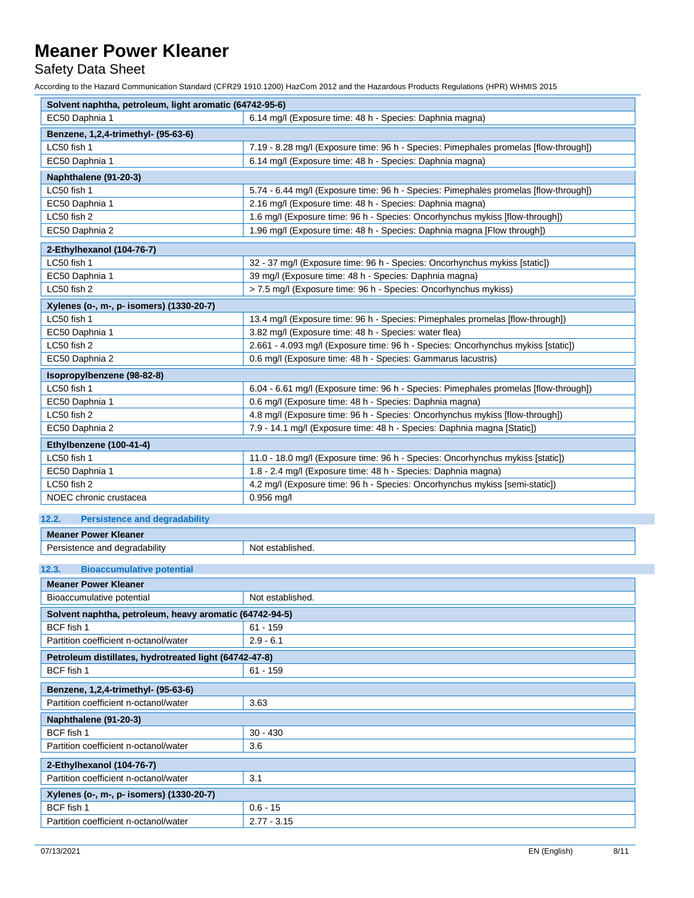| Solvent naphtha, petroleum, light aromatic (64742-95-6) | |
|---|---|
| EC50 Daphnia 1 | 6.14 mg/l (Exposure time: 48 h - Species: Daphnia magna) |

| Benzene, 1,2,4-trimethyl- (95-63-6) | |
|---|---|
| LC50 fish 1 | 7.19 - 8.28 mg/l (Exposure time: 96 h - Species: Pimephales promelas [flow-through]) |
| EC50 Daphnia 1 | 6.14 mg/l (Exposure time: 48 h - Species: Daphnia magna) |

| Naphthalene (91-20-3) | |
|---|---|
| LC50 fish 1 | 5.74 - 6.44 mg/l (Exposure time: 96 h - Species: Pimephales promelas [flow-through]) |
| EC50 Daphnia 1 | 2.16 mg/l (Exposure time: 48 h - Species: Daphnia magna) |
| LC50 fish 2 | 1.6 mg/l (Exposure time: 96 h - Species: Oncorhynchus mykiss [flow-through]) |
| EC50 Daphnia 2 | 1.96 mg/l (Exposure time: 48 h - Species: Daphnia magna [Flow through]) |

| 2-Ethylhexanol (104-76-7) | |
|---|---|
| LC50 fish 1 | 32 - 37 mg/l (Exposure time: 96 h - Species: Oncorhynchus mykiss [static]) |
| EC50 Daphnia 1 | 39 mg/l (Exposure time: 48 h - Species: Daphnia magna) |
| LC50 fish 2 | > 7.5 mg/l (Exposure time: 96 h - Species: Oncorhynchus mykiss) |

| Xylenes (o-, m-, p- isomers) (1330-20-7) | |
|---|---|
| LC50 fish 1 | 13.4 mg/l (Exposure time: 96 h - Species: Pimephales promelas [flow-through]) |
| EC50 Daphnia 1 | 3.82 mg/l (Exposure time: 48 h - Species: water flea) |
| LC50 fish 2 | 2.661 - 4.093 mg/l (Exposure time: 96 h - Species: Oncorhynchus mykiss [static]) |
| EC50 Daphnia 2 | 0.6 mg/l (Exposure time: 48 h - Species: Gammarus lacustris) |

| Isopropylbenzene (98-82-8) | |
|---|---|
| LC50 fish 1 | 6.04 - 6.61 mg/l (Exposure time: 96 h - Species: Pimephales promelas [flow-through]) |
| EC50 Daphnia 1 | 0.6 mg/l (Exposure time: 48 h - Species: Daphnia magna) |
| LC50 fish 2 | 4.8 mg/l (Exposure time: 96 h - Species: Oncorhynchus mykiss [flow-through]) |
| EC50 Daphnia 2 | 7.9 - 14.1 mg/l (Exposure time: 48 h - Species: Daphnia magna [Static]) |

| Ethylbenzene (100-41-4) | |
|---|---|
| LC50 fish 1 | 11.0 - 18.0 mg/l (Exposure time: 96 h - Species: Oncorhynchus mykiss [static]) |
| EC50 Daphnia 1 | 1.8 - 2.4 mg/l (Exposure time: 48 h - Species: Daphnia magna) |
| LC50 fish 2 | 4.2 mg/l (Exposure time: 96 h - Species: Oncorhynchus mykiss [semi-static]) |
| NOEC chronic crustacea | 0.956 mg/l |

### 12.2. Persistence and degradability

| Meaner Power Kleaner | |
|---|---|
| Persistence and degradability | Not established. |

### 12.3. Bioaccumulative potential

| Meaner Power Kleaner | |
|---|---|
| Bioaccumulative potential | Not established. |

| Solvent naphtha, petroleum, heavy aromatic (64742-94-5) | |
|---|---|
| BCF fish 1 | 61 - 159 |
| Partition coefficient n-octanol/water | 2.9 - 6.1 |

| Petroleum distillates, hydrotreated light (64742-47-8) | |
|---|---|
| BCF fish 1 | 61 - 159 |

| Benzene, 1,2,4-trimethyl- (95-63-6) | |
|---|---|
| Partition coefficient n-octanol/water | 3.63 |

| Naphthalene (91-20-3) | |
|---|---|
| BCF fish 1 | 30 - 430 |
| Partition coefficient n-octanol/water | 3.6 |

| 2-Ethylhexanol (104-76-7) | |
|---|---|
| Partition coefficient n-octanol/water | 3.1 |

| Xylenes (o-, m-, p- isomers) (1330-20-7) | |
|---|---|
| BCF fish 1 | 0.6 - 15 |
| Partition coefficient n-octanol/water | 2.77 - 3.15 |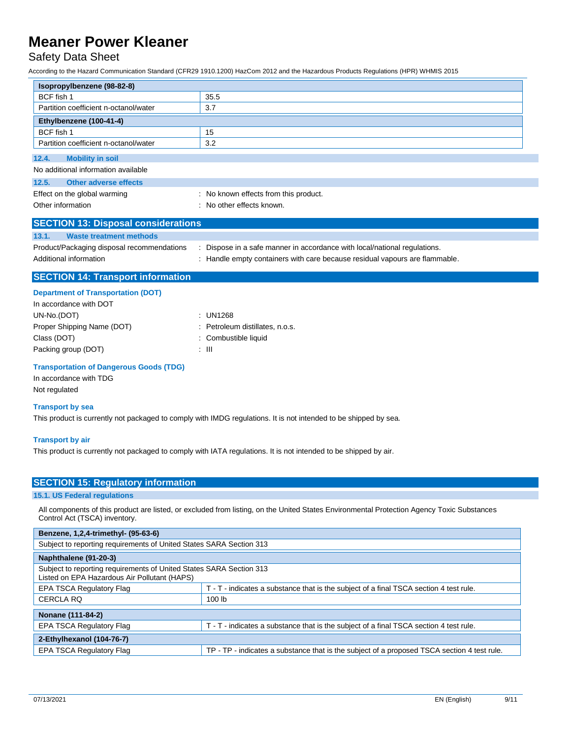| Isopropylbenzene (98-82-8) | |
|---|---|
| BCF fish 1 | 35.5 |
| Partition coefficient n-octanol/water | 3.7 |

| Ethylbenzene (100-41-4) | |
|---|---|
| BCF fish 1 | 15 |
| Partition coefficient n-octanol/water | 3.2 |

### 12.4. Mobility in soil

No additional information available

### 12.5. Other adverse effects

Effect on the global warming : No known effects from this product.

Other information : No other effects known.

## SECTION 13: Disposal considerations

### 13.1. Waste treatment methods

Product/Packaging disposal recommendations : Dispose in a safe manner in accordance with local/national regulations.

Additional information : Handle empty containers with care because residual vapours are flammable.

## SECTION 14: Transport information

**Department of Transportation (DOT)**

In accordance with DOT

UN-No.(DOT) : UN1268

Proper Shipping Name (DOT) : Petroleum distillates, n.o.s.

Class (DOT) : Combustible liquid

Packing group (DOT) : III

**Transportation of Dangerous Goods (TDG)**

In accordance with TDG

Not regulated

**Transport by sea**

This product is currently not packaged to comply with IMDG regulations. It is not intended to be shipped by sea.

**Transport by air**

This product is currently not packaged to comply with IATA regulations. It is not intended to be shipped by air.

## SECTION 15: Regulatory information

### 15.1. US Federal regulations

All components of this product are listed, or excluded from listing, on the United States Environmental Protection Agency Toxic Substances Control Act (TSCA) inventory.

| Benzene, 1,2,4-trimethyl- (95-63-6) | |
|---|---|
| Subject to reporting requirements of United States SARA Section 313 | |

| Naphthalene (91-20-3) | |
|---|---|
| Subject to reporting requirements of United States SARA Section 313<br>Listed on EPA Hazardous Air Pollutant (HAPS) | |
| EPA TSCA Regulatory Flag | T - T - indicates a substance that is the subject of a final TSCA section 4 test rule. |
| CERCLA RQ | 100 lb |

| Nonane (111-84-2) | |
|---|---|
| EPA TSCA Regulatory Flag | T - T - indicates a substance that is the subject of a final TSCA section 4 test rule. |

| 2-Ethylhexanol (104-76-7) | |
|---|---|
| EPA TSCA Regulatory Flag | TP - TP - indicates a substance that is the subject of a proposed TSCA section 4 test rule. |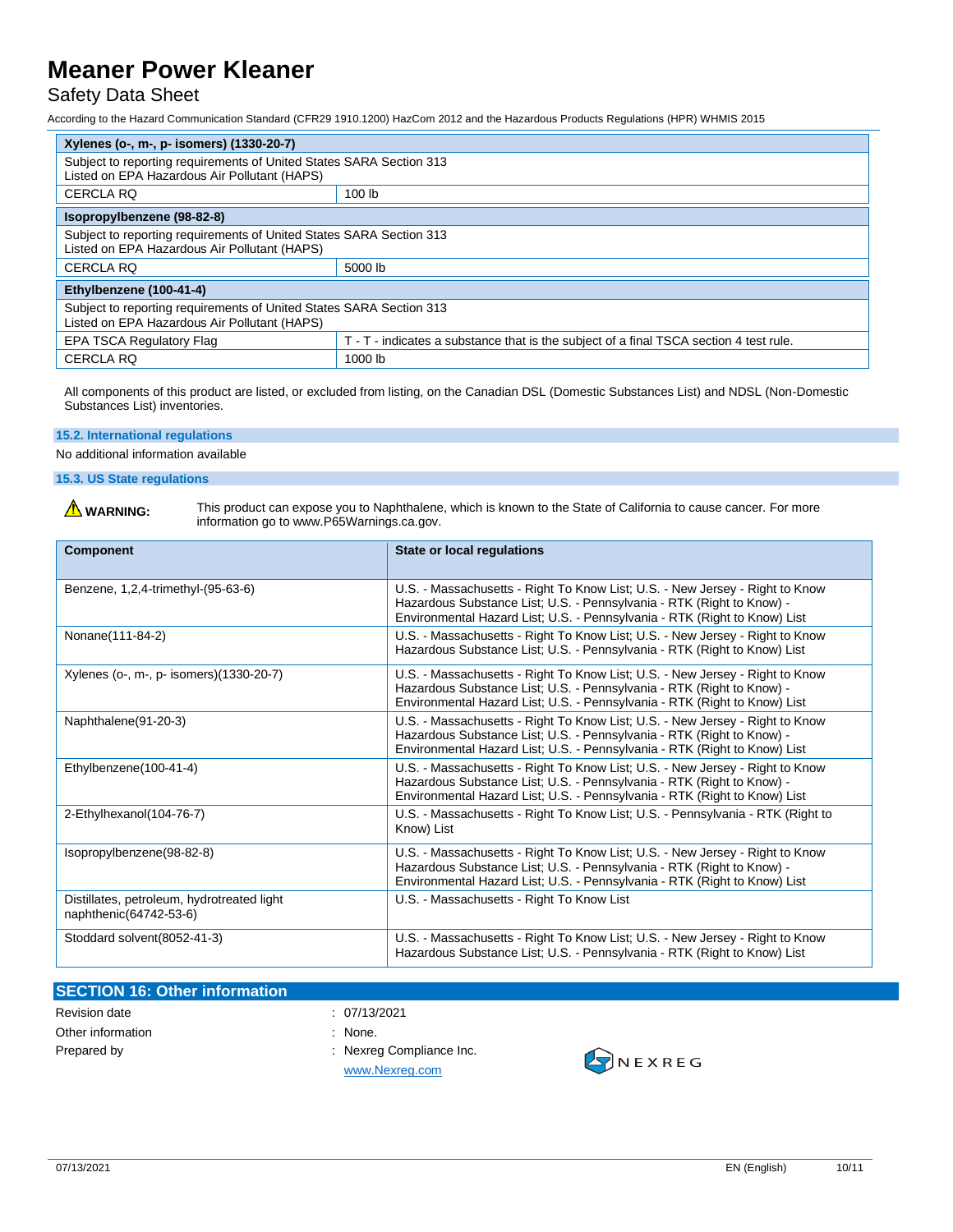| Xylenes (o-, m-, p- isomers) (1330-20-7) | |
|---|---|
| Subject to reporting requirements of United States SARA Section 313<br>Listed on EPA Hazardous Air Pollutant (HAPS) | |
| CERCLA RQ | 100 lb |

| Isopropylbenzene (98-82-8) | |
|---|---|
| Subject to reporting requirements of United States SARA Section 313<br>Listed on EPA Hazardous Air Pollutant (HAPS) | |
| CERCLA RQ | 5000 lb |

| Ethylbenzene (100-41-4) | |
|---|---|
| Subject to reporting requirements of United States SARA Section 313<br>Listed on EPA Hazardous Air Pollutant (HAPS) | |
| EPA TSCA Regulatory Flag | T - T - indicates a substance that is the subject of a final TSCA section 4 test rule. |
| CERCLA RQ | 1000 lb |

All components of this product are listed, or excluded from listing, on the Canadian DSL (Domestic Substances List) and NDSL (Non-Domestic Substances List) inventories.

### 15.2. International regulations

No additional information available

### 15.3. US State regulations

⚠ **WARNING:** This product can expose you to Naphthalene, which is known to the State of California to cause cancer. For more information go to www.P65Warnings.ca.gov.

| Component | State or local regulations |
|---|---|
| Benzene, 1,2,4-trimethyl-(95-63-6) | U.S. - Massachusetts - Right To Know List; U.S. - New Jersey - Right to Know Hazardous Substance List; U.S. - Pennsylvania - RTK (Right to Know) - Environmental Hazard List; U.S. - Pennsylvania - RTK (Right to Know) List |
| Nonane(111-84-2) | U.S. - Massachusetts - Right To Know List; U.S. - New Jersey - Right to Know Hazardous Substance List; U.S. - Pennsylvania - RTK (Right to Know) List |
| Xylenes (o-, m-, p- isomers)(1330-20-7) | U.S. - Massachusetts - Right To Know List; U.S. - New Jersey - Right to Know Hazardous Substance List; U.S. - Pennsylvania - RTK (Right to Know) - Environmental Hazard List; U.S. - Pennsylvania - RTK (Right to Know) List |
| Naphthalene(91-20-3) | U.S. - Massachusetts - Right To Know List; U.S. - New Jersey - Right to Know Hazardous Substance List; U.S. - Pennsylvania - RTK (Right to Know) - Environmental Hazard List; U.S. - Pennsylvania - RTK (Right to Know) List |
| Ethylbenzene(100-41-4) | U.S. - Massachusetts - Right To Know List; U.S. - New Jersey - Right to Know Hazardous Substance List; U.S. - Pennsylvania - RTK (Right to Know) - Environmental Hazard List; U.S. - Pennsylvania - RTK (Right to Know) List |
| 2-Ethylhexanol(104-76-7) | U.S. - Massachusetts - Right To Know List; U.S. - Pennsylvania - RTK (Right to Know) List |
| Isopropylbenzene(98-82-8) | U.S. - Massachusetts - Right To Know List; U.S. - New Jersey - Right to Know Hazardous Substance List; U.S. - Pennsylvania - RTK (Right to Know) - Environmental Hazard List; U.S. - Pennsylvania - RTK (Right to Know) List |
| Distillates, petroleum, hydrotreated light naphthenic(64742-53-6) | U.S. - Massachusetts - Right To Know List |
| Stoddard solvent(8052-41-3) | U.S. - Massachusetts - Right To Know List; U.S. - New Jersey - Right to Know Hazardous Substance List; U.S. - Pennsylvania - RTK (Right to Know) List |

## SECTION 16: Other information

Revision date : 07/13/2021

Other information : None.

Prepared by : Nexreg Compliance Inc.
www.Nexreg.com

NEXREG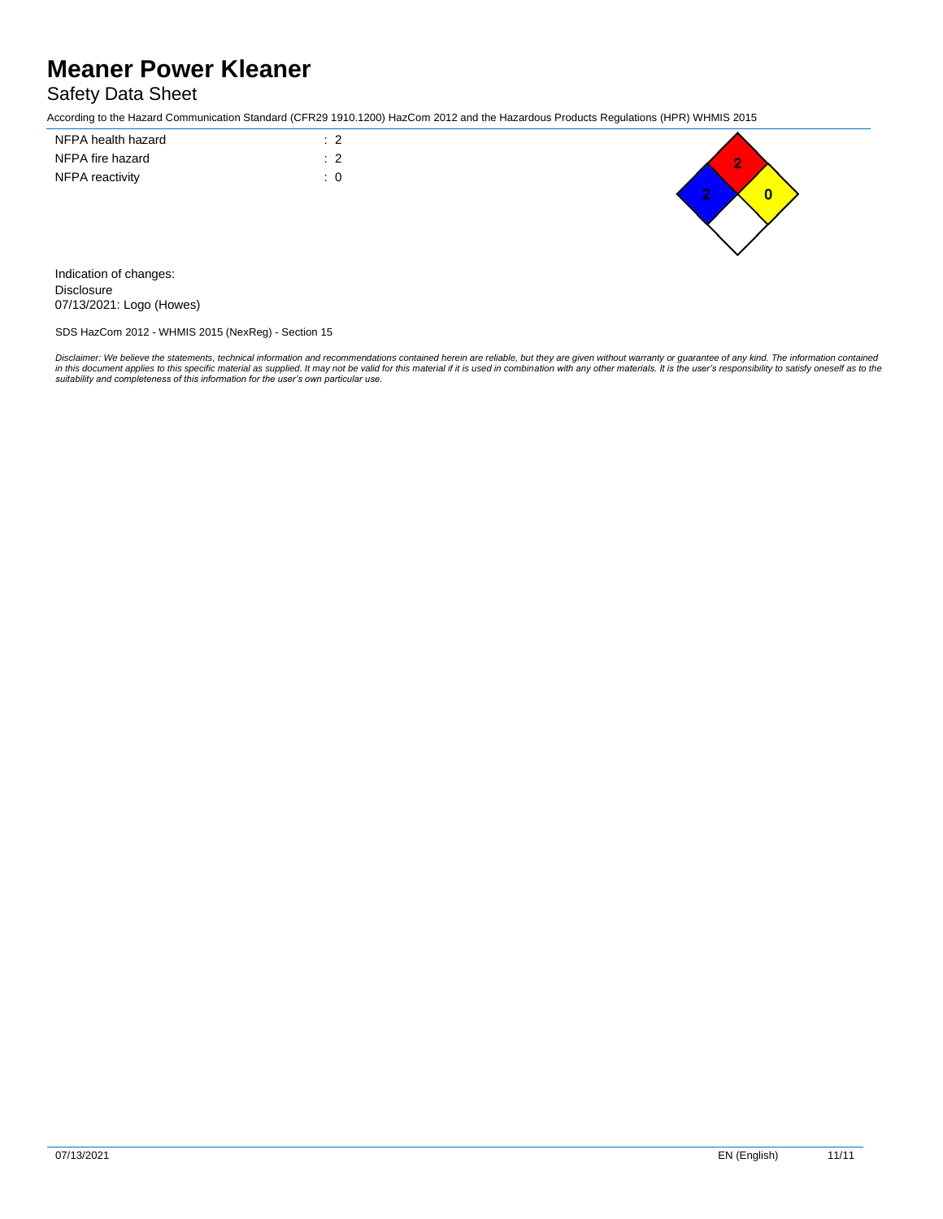NFPA health hazard : 2

NFPA fire hazard : 2

NFPA reactivity : 0

Indication of changes:

Disclosure

07/13/2021: Logo (Howes)

SDS HazCom 2012 - WHMIS 2015 (NexReg) - Section 15

*Disclaimer: We believe the statements, technical information and recommendations contained herein are reliable, but they are given without warranty or guarantee of any kind. The information contained in this document applies to this specific material as supplied. It may not be valid for this material if it is used in combination with any other materials. It is the user's responsibility to satisfy oneself as to the suitability and completeness of this information for the user's own particular use.*